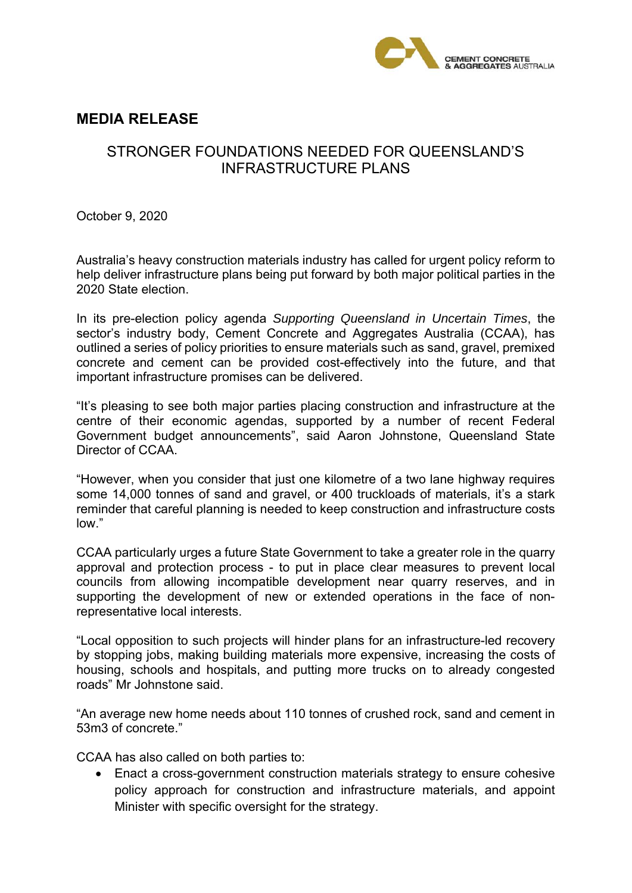CEMENT CONCRETE & AGGREGATES AUSTRALIA

# MEDIA RELEASE

## STRONGER FOUNDATIONS NEEDED FOR QUEENSLAND'S INFRASTRUCTURE PLANS

October 9, 2020

Australia's heavy construction materials industry has called for urgent policy reform to help deliver infrastructure plans being put forward by both major political parties in the 2020 State election.

In its pre-election policy agenda *Supporting Queensland in Uncertain Times*, the sector's industry body, Cement Concrete and Aggregates Australia (CCAA), has outlined a series of policy priorities to ensure materials such as sand, gravel, premixed concrete and cement can be provided cost-effectively into the future, and that important infrastructure promises can be delivered.

"It's pleasing to see both major parties placing construction and infrastructure at the centre of their economic agendas, supported by a number of recent Federal Government budget announcements", said Aaron Johnstone, Queensland State Director of CCAA.

"However, when you consider that just one kilometre of a two lane highway requires some 14,000 tonnes of sand and gravel, or 400 truckloads of materials, it's a stark reminder that careful planning is needed to keep construction and infrastructure costs low."

CCAA particularly urges a future State Government to take a greater role in the quarry approval and protection process - to put in place clear measures to prevent local councils from allowing incompatible development near quarry reserves, and in supporting the development of new or extended operations in the face of non-representative local interests.

"Local opposition to such projects will hinder plans for an infrastructure-led recovery by stopping jobs, making building materials more expensive, increasing the costs of housing, schools and hospitals, and putting more trucks on to already congested roads" Mr Johnstone said.

"An average new home needs about 110 tonnes of crushed rock, sand and cement in 53m3 of concrete."

CCAA has also called on both parties to:

- Enact a cross-government construction materials strategy to ensure cohesive policy approach for construction and infrastructure materials, and appoint Minister with specific oversight for the strategy.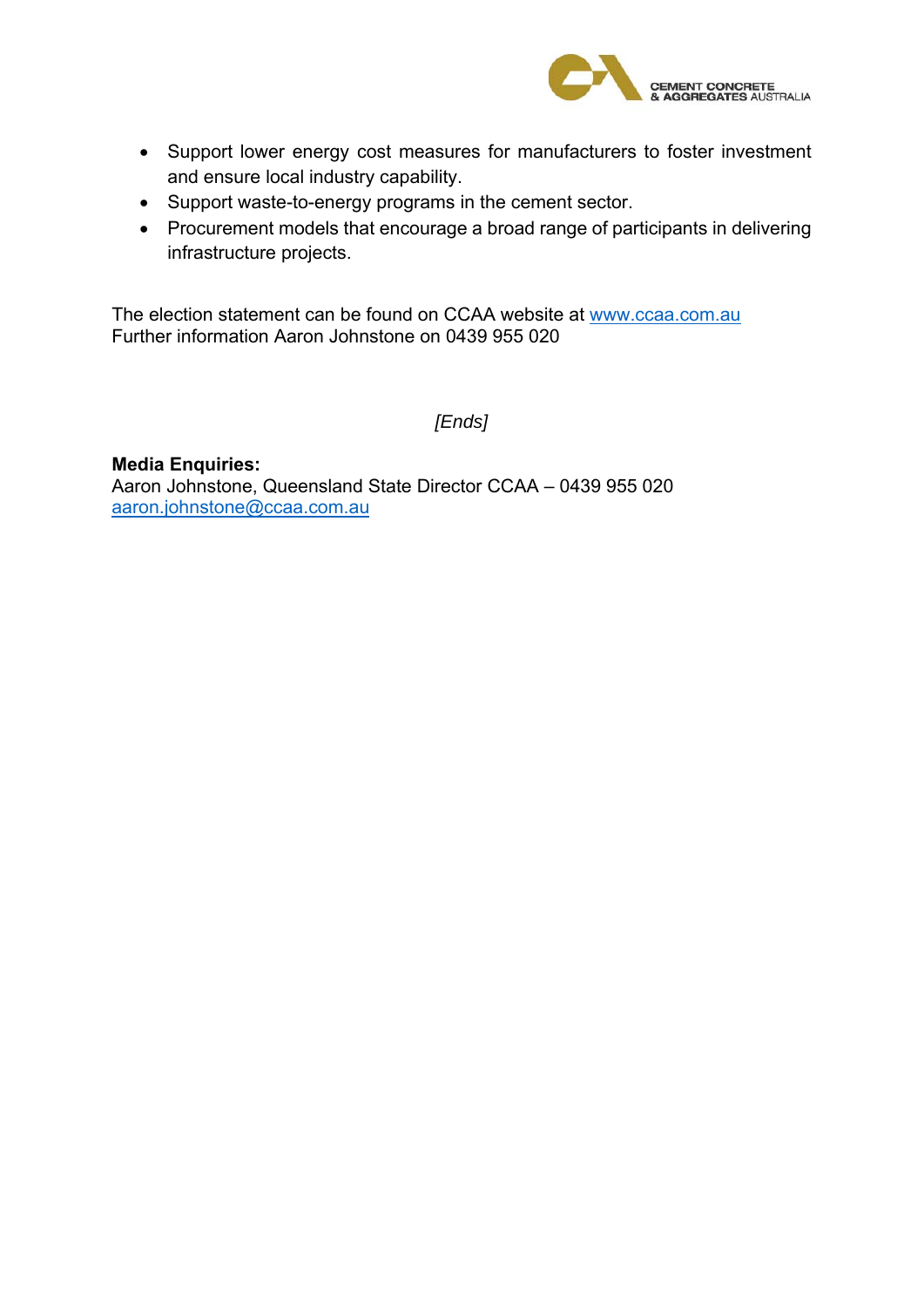- Support lower energy cost measures for manufacturers to foster investment and ensure local industry capability.
- Support waste-to-energy programs in the cement sector.
- Procurement models that encourage a broad range of participants in delivering infrastructure projects.

The election statement can be found on CCAA website at www.ccaa.com.au
Further information Aaron Johnstone on 0439 955 020

*[Ends]*

**Media Enquiries:**
Aaron Johnstone, Queensland State Director CCAA – 0439 955 020
aaron.johnstone@ccaa.com.au